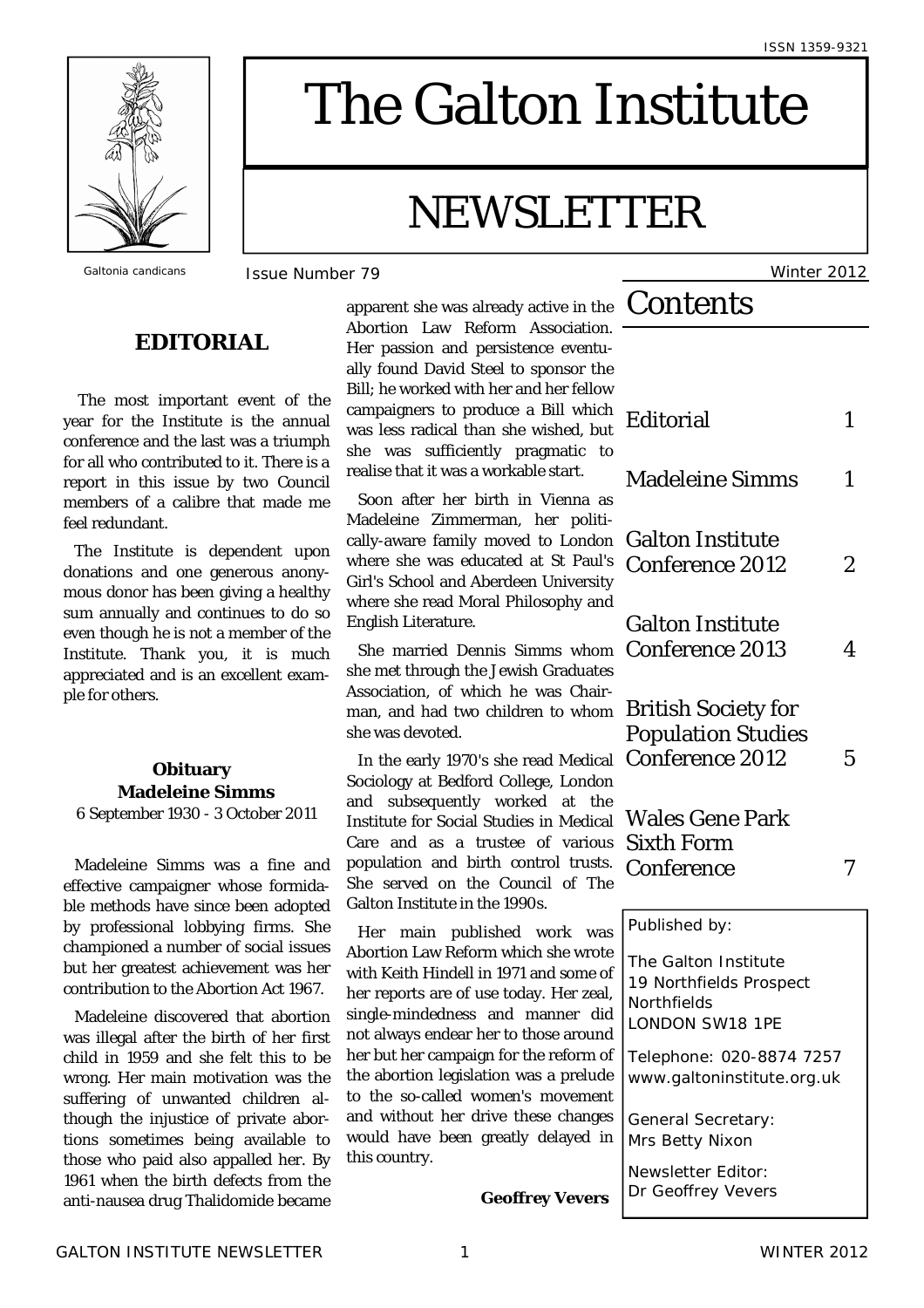ISSN 1359-9321

# The Galton Institute

# NEWSLETTER

Galtonia candicans

Issue Number 79 Winter 2012

## Contents

| | |
|---|---|
| Editorial | 1 |
| Madeleine Simms | 1 |
| Galton Institute Conference 2012 | 2 |
| Galton Institute Conference 2013 | 4 |
| British Society for Population Studies Conference 2012 | 5 |
| Wales Gene Park Sixth Form Conference | 7 |

Published by:

The Galton Institute
19 Northfields Prospect
Northfields
LONDON SW18 1PE

Telephone: 020-8874 7257
www.galtoninstitute.org.uk

General Secretary:
Mrs Betty Nixon

Newsletter Editor:
Dr Geoffrey Vevers

## EDITORIAL

The most important event of the year for the Institute is the annual conference and the last was a triumph for all who contributed to it. There is a report in this issue by two Council members of a calibre that made me feel redundant.

The Institute is dependent upon donations and one generous anonymous donor has been giving a healthy sum annually and continues to do so even though he is not a member of the Institute. Thank you, it is much appreciated and is an excellent example for others.

### Obituary
### Madeleine Simms

6 September 1930 - 3 October 2011

Madeleine Simms was a fine and effective campaigner whose formidable methods have since been adopted by professional lobbying firms. She championed a number of social issues but her greatest achievement was her contribution to the Abortion Act 1967.

Madeleine discovered that abortion was illegal after the birth of her first child in 1959 and she felt this to be wrong. Her main motivation was the suffering of unwanted children although the injustice of private abortions sometimes being available to those who paid also appalled her. By 1961 when the birth defects from the anti-nausea drug Thalidomide became apparent she was already active in the Abortion Law Reform Association. Her passion and persistence eventually found David Steel to sponsor the Bill; he worked with her and her fellow campaigners to produce a Bill which was less radical than she wished, but she was sufficiently pragmatic to realise that it was a workable start.

Soon after her birth in Vienna as Madeleine Zimmerman, her politically-aware family moved to London where she was educated at St Paul's Girl's School and Aberdeen University where she read Moral Philosophy and English Literature.

She married Dennis Simms whom she met through the Jewish Graduates Association, of which he was Chairman, and had two children to whom she was devoted.

In the early 1970's she read Medical Sociology at Bedford College, London and subsequently worked at the Institute for Social Studies in Medical Care and as a trustee of various population and birth control trusts. She served on the Council of The Galton Institute in the 1990s.

Her main published work was Abortion Law Reform which she wrote with Keith Hindell in 1971 and some of her reports are of use today. Her zeal, single-mindedness and manner did not always endear her to those around her but her campaign for the reform of the abortion legislation was a prelude to the so-called women's movement and without her drive these changes would have been greatly delayed in this country.

**Geoffrey Vevers**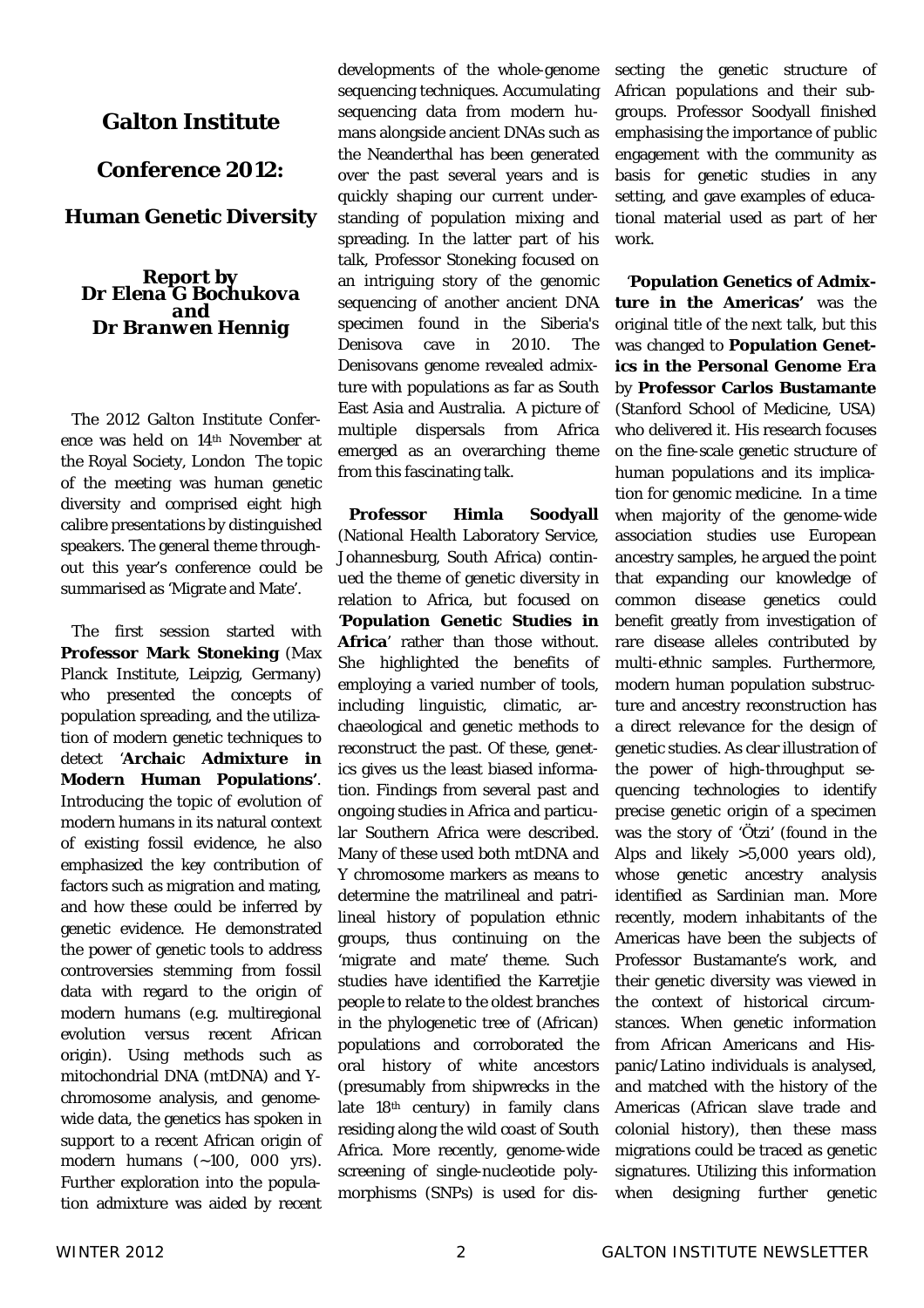# Galton Institute

# Conference 2012:

## Human Genetic Diversity

### Report by Dr Elena G Bochukova and Dr Branwen Hennig

The 2012 Galton Institute Conference was held on 14th November at the Royal Society, London The topic of the meeting was human genetic diversity and comprised eight high calibre presentations by distinguished speakers. The general theme throughout this year's conference could be summarised as 'Migrate and Mate'.

The first session started with **Professor Mark Stoneking** (Max Planck Institute, Leipzig, Germany) who presented the concepts of population spreading, and the utilization of modern genetic techniques to detect '**Archaic Admixture in Modern Human Populations**'. Introducing the topic of evolution of modern humans in its natural context of existing fossil evidence, he also emphasized the key contribution of factors such as migration and mating, and how these could be inferred by genetic evidence. He demonstrated the power of genetic tools to address controversies stemming from fossil data with regard to the origin of modern humans (e.g. multiregional evolution versus recent African origin). Using methods such as mitochondrial DNA (mtDNA) and Y-chromosome analysis, and genome-wide data, the genetics has spoken in support to a recent African origin of modern humans (~100, 000 yrs). Further exploration into the population admixture was aided by recent developments of the whole-genome sequencing techniques. Accumulating sequencing data from modern humans alongside ancient DNAs such as the Neanderthal has been generated over the past several years and is quickly shaping our current understanding of population mixing and spreading. In the latter part of his talk, Professor Stoneking focused on an intriguing story of the genomic sequencing of another ancient DNA specimen found in the Siberia's Denisova cave in 2010. The Denisovans genome revealed admixture with populations as far as South East Asia and Australia. A picture of multiple dispersals from Africa emerged as an overarching theme from this fascinating talk.

**Professor Himla Soodyall** (National Health Laboratory Service, Johannesburg, South Africa) continued the theme of genetic diversity in relation to Africa, but focused on '**Population Genetic Studies in Africa**' rather than those without. She highlighted the benefits of employing a varied number of tools, including linguistic, climatic, archaeological and genetic methods to reconstruct the past. Of these, genetics gives us the least biased information. Findings from several past and ongoing studies in Africa and particular Southern Africa were described. Many of these used both mtDNA and Y chromosome markers as means to determine the matrilineal and patrilineal history of population ethnic groups, thus continuing on the 'migrate and mate' theme. Such studies have identified the Karretjie people to relate to the oldest branches in the phylogenetic tree of (African) populations and corroborated the oral history of white ancestors (presumably from shipwrecks in the late 18th century) in family clans residing along the wild coast of South Africa. More recently, genome-wide screening of single-nucleotide polymorphisms (SNPs) is used for dissecting the genetic structure of African populations and their subgroups. Professor Soodyall finished emphasising the importance of public engagement with the community as basis for genetic studies in any setting, and gave examples of educational material used as part of her work.

'**Population Genetics of Admixture in the Americas'** was the original title of the next talk, but this was changed to **Population Genetics in the Personal Genome Era** by **Professor Carlos Bustamante** (Stanford School of Medicine, USA) who delivered it. His research focuses on the fine-scale genetic structure of human populations and its implication for genomic medicine. In a time when majority of the genome-wide association studies use European ancestry samples, he argued the point that expanding our knowledge of common disease genetics could benefit greatly from investigation of rare disease alleles contributed by multi-ethnic samples. Furthermore, modern human population substructure and ancestry reconstruction has a direct relevance for the design of genetic studies. As clear illustration of the power of high-throughput sequencing technologies to identify precise genetic origin of a specimen was the story of 'Ötzi' (found in the Alps and likely >5,000 years old), whose genetic ancestry analysis identified as Sardinian man. More recently, modern inhabitants of the Americas have been the subjects of Professor Bustamante's work, and their genetic diversity was viewed in the context of historical circumstances. When genetic information from African Americans and Hispanic/Latino individuals is analysed, and matched with the history of the Americas (African slave trade and colonial history), then these mass migrations could be traced as genetic signatures. Utilizing this information when designing further genetic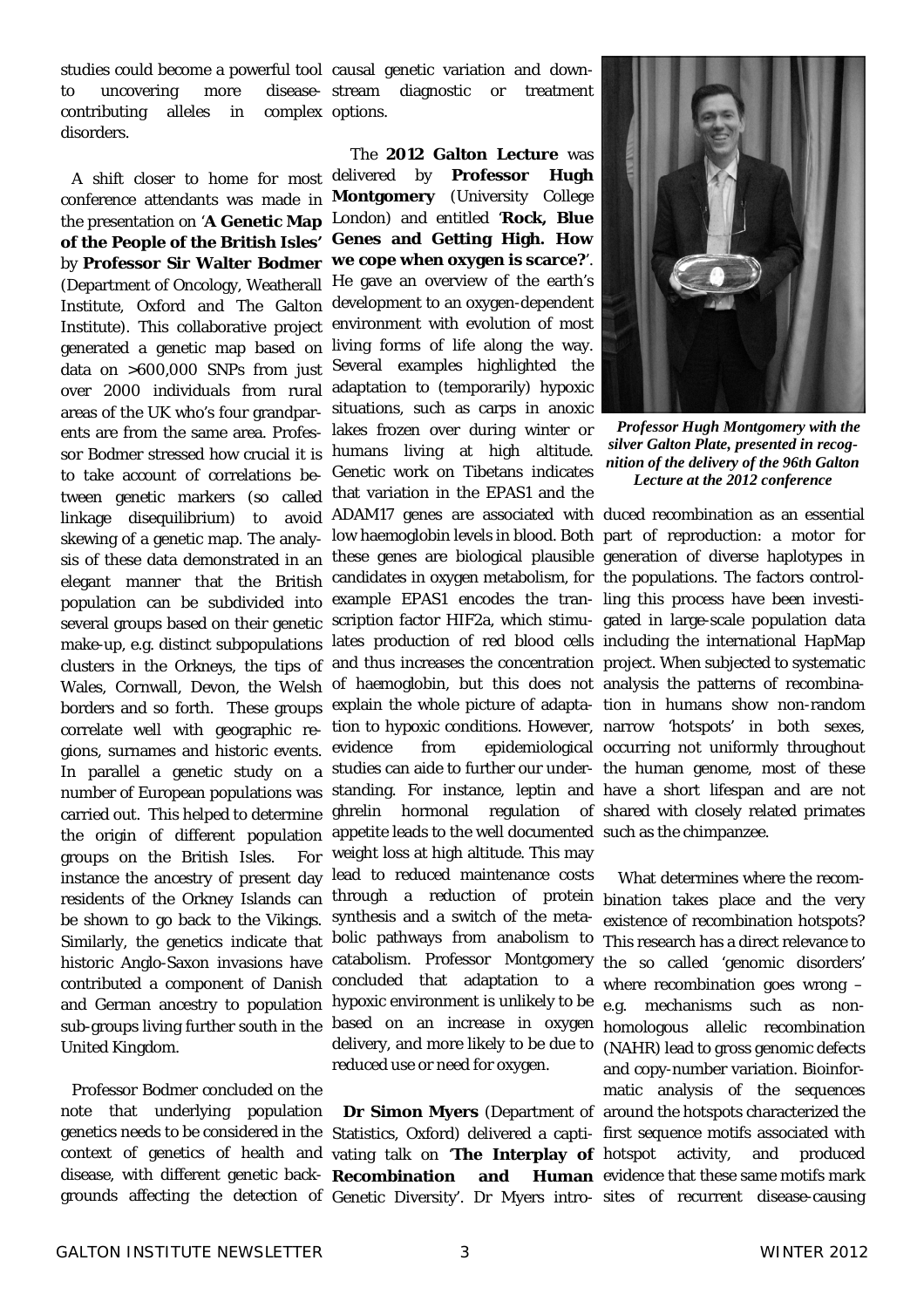studies could become a powerful tool to uncovering more disease-contributing alleles in complex disorders.

A shift closer to home for most conference attendants was made in the presentation on '**A Genetic Map of the People of the British Isles'** by **Professor Sir Walter Bodmer** (Department of Oncology, Weatherall Institute, Oxford and The Galton Institute). This collaborative project generated a genetic map based on data on >600,000 SNPs from just over 2000 individuals from rural areas of the UK who's four grandparents are from the same area. Professor Bodmer stressed how crucial it is to take account of correlations between genetic markers (so called linkage disequilibrium) to avoid skewing of a genetic map. The analysis of these data demonstrated in an elegant manner that the British population can be subdivided into several groups based on their genetic make-up, e.g. distinct subpopulations clusters in the Orkneys, the tips of Wales, Cornwall, Devon, the Welsh borders and so forth. These groups correlate well with geographic regions, surnames and historic events. In parallel a genetic study on a number of European populations was carried out. This helped to determine the origin of different population groups on the British Isles. For instance the ancestry of present day residents of the Orkney Islands can be shown to go back to the Vikings. Similarly, the genetics indicate that historic Anglo-Saxon invasions have contributed a component of Danish and German ancestry to population sub-groups living further south in the United Kingdom.

Professor Bodmer concluded on the note that underlying population genetics needs to be considered in the context of genetics of health and disease, with different genetic backgrounds affecting the detection of causal genetic variation and downstream diagnostic or treatment options.

The **2012 Galton Lecture** was delivered by **Professor Hugh Montgomery** (University College London) and entitled '**Rock, Blue Genes and Getting High. How we cope when oxygen is scarce?**'. He gave an overview of the earth's development to an oxygen-dependent environment with evolution of most living forms of life along the way. Several examples highlighted the adaptation to (temporarily) hypoxic situations, such as carps in anoxic lakes frozen over during winter or humans living at high altitude. Genetic work on Tibetans indicates that variation in the EPAS1 and the ADAM17 genes are associated with low haemoglobin levels in blood. Both these genes are biological plausible candidates in oxygen metabolism, for example EPAS1 encodes the transcription factor HIF2a, which stimulates production of red blood cells and thus increases the concentration of haemoglobin, but this does not explain the whole picture of adaptation to hypoxic conditions. However, evidence from epidemiological studies can aide to further our understanding. For instance, leptin and ghrelin hormonal regulation of appetite leads to the well documented weight loss at high altitude. This may lead to reduced maintenance costs through a reduction of protein synthesis and a switch of the metabolic pathways from anabolism to catabolism. Professor Montgomery concluded that adaptation to a hypoxic environment is unlikely to be based on an increase in oxygen delivery, and more likely to be due to reduced use or need for oxygen.

*Professor Hugh Montgomery with the silver Galton Plate, presented in recognition of the delivery of the 96th Galton Lecture at the 2012 conference*

**Dr Simon Myers** (Department of Statistics, Oxford) delivered a captivating talk on '**The Interplay of Recombination and Human** Genetic Diversity'. Dr Myers introduced recombination as an essential part of reproduction: a motor for generation of diverse haplotypes in the populations. The factors controlling this process have been investigated in large-scale population data including the international HapMap project. When subjected to systematic analysis the patterns of recombination in humans show non-random narrow 'hotspots' in both sexes, occurring not uniformly throughout the human genome, most of these have a short lifespan and are not shared with closely related primates such as the chimpanzee.

What determines where the recombination takes place and the very existence of recombination hotspots? This research has a direct relevance to the so called 'genomic disorders' where recombination goes wrong – e.g. mechanisms such as non-homologous allelic recombination (NAHR) lead to gross genomic defects and copy-number variation. Bioinformatic analysis of the sequences around the hotspots characterized the first sequence motifs associated with hotspot activity, and produced evidence that these same motifs mark sites of recurrent disease-causing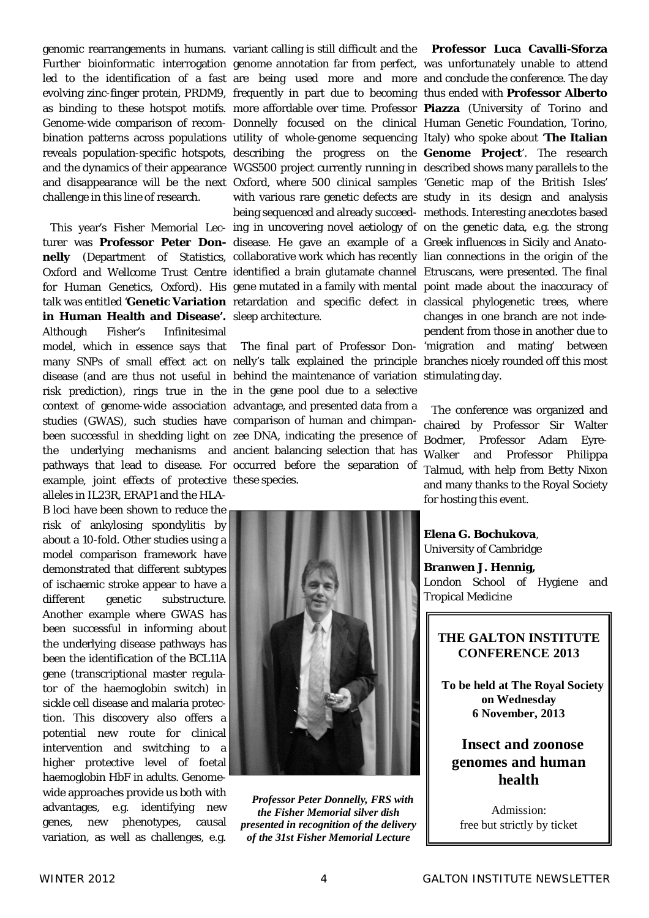genomic rearrangements in humans. Further bioinformatic interrogation led to the identification of a fast evolving zinc-finger protein, PRDM9, as binding to these hotspot motifs. Genome-wide comparison of recombination patterns across populations reveals population-specific hotspots, and the dynamics of their appearance and disappearance will be the next challenge in this line of research.

This year's Fisher Memorial Lecturer was **Professor Peter Donnelly** (Department of Statistics, Oxford and Wellcome Trust Centre for Human Genetics, Oxford). His talk was entitled '**Genetic Variation in Human Health and Disease'.** Although Fisher's Infinitesimal model, which in essence says that many SNPs of small effect act on disease (and are thus not useful in risk prediction), rings true in the context of genome-wide association studies (GWAS), such studies have been successful in shedding light on the underlying mechanisms and pathways that lead to disease. For example, joint effects of protective alleles in IL23R, ERAP1 and the HLA-B loci have been shown to reduce the risk of ankylosing spondylitis by about a 10-fold. Other studies using a model comparison framework have demonstrated that different subtypes of ischaemic stroke appear to have a different genetic substructure. Another example where GWAS has been successful in informing about the underlying disease pathways has been the identification of the BCL11A gene (transcriptional master regulator of the haemoglobin switch) in sickle cell disease and malaria protection. This discovery also offers a potential new route for clinical intervention and switching to a higher protective level of foetal haemoglobin HbF in adults. Genome-wide approaches provide us both with advantages, e.g. identifying new genes, new phenotypes, causal variation, as well as challenges, e.g. variant calling is still difficult and the genome annotation far from perfect, are being used more and more frequently in part due to becoming more affordable over time. Professor Donnelly focused on the clinical utility of whole-genome sequencing describing the progress on the WGS500 project currently running in Oxford, where 500 clinical samples with various rare genetic defects are being sequenced and already succeeding in uncovering novel aetiology of disease. He gave an example of a collaborative work which has recently identified a brain glutamate channel gene mutated in a family with mental retardation and specific defect in sleep architecture.

The final part of Professor Donnelly's talk explained the principle behind the maintenance of variation in the gene pool due to a selective advantage, and presented data from a comparison of human and chimpanzee DNA, indicating the presence of ancient balancing selection that has occurred before the separation of these species.

*Professor Peter Donnelly, FRS with the Fisher Memorial silver dish presented in recognition of the delivery of the 31st Fisher Memorial Lecture*

**Professor Luca Cavalli-Sforza** was unfortunately unable to attend and conclude the conference. The day thus ended with **Professor Alberto Piazza** (University of Torino and Human Genetic Foundation, Torino, Italy) who spoke about '**The Italian Genome Project**'. The research described shows many parallels to the 'Genetic map of the British Isles' study in its design and analysis methods. Interesting anecdotes based on the genetic data, e.g. the strong Greek influences in Sicily and Anatolian connections in the origin of the Etruscans, were presented. The final point made about the inaccuracy of classical phylogenetic trees, where changes in one branch are not independent from those in another due to 'migration and mating' between branches nicely rounded off this most stimulating day.

The conference was organized and chaired by Professor Sir Walter Bodmer, Professor Adam Eyre-Walker and Professor Philippa Talmud, with help from Betty Nixon and many thanks to the Royal Society for hosting this event.

**Elena G. Bochukova**,
University of Cambridge

**Branwen J. Hennig,**
London School of Hygiene and Tropical Medicine

**THE GALTON INSTITUTE CONFERENCE 2013**

**To be held at The Royal Society on Wednesday 6 November, 2013**

**Insect and zoonose genomes and human health**

Admission:
free but strictly by ticket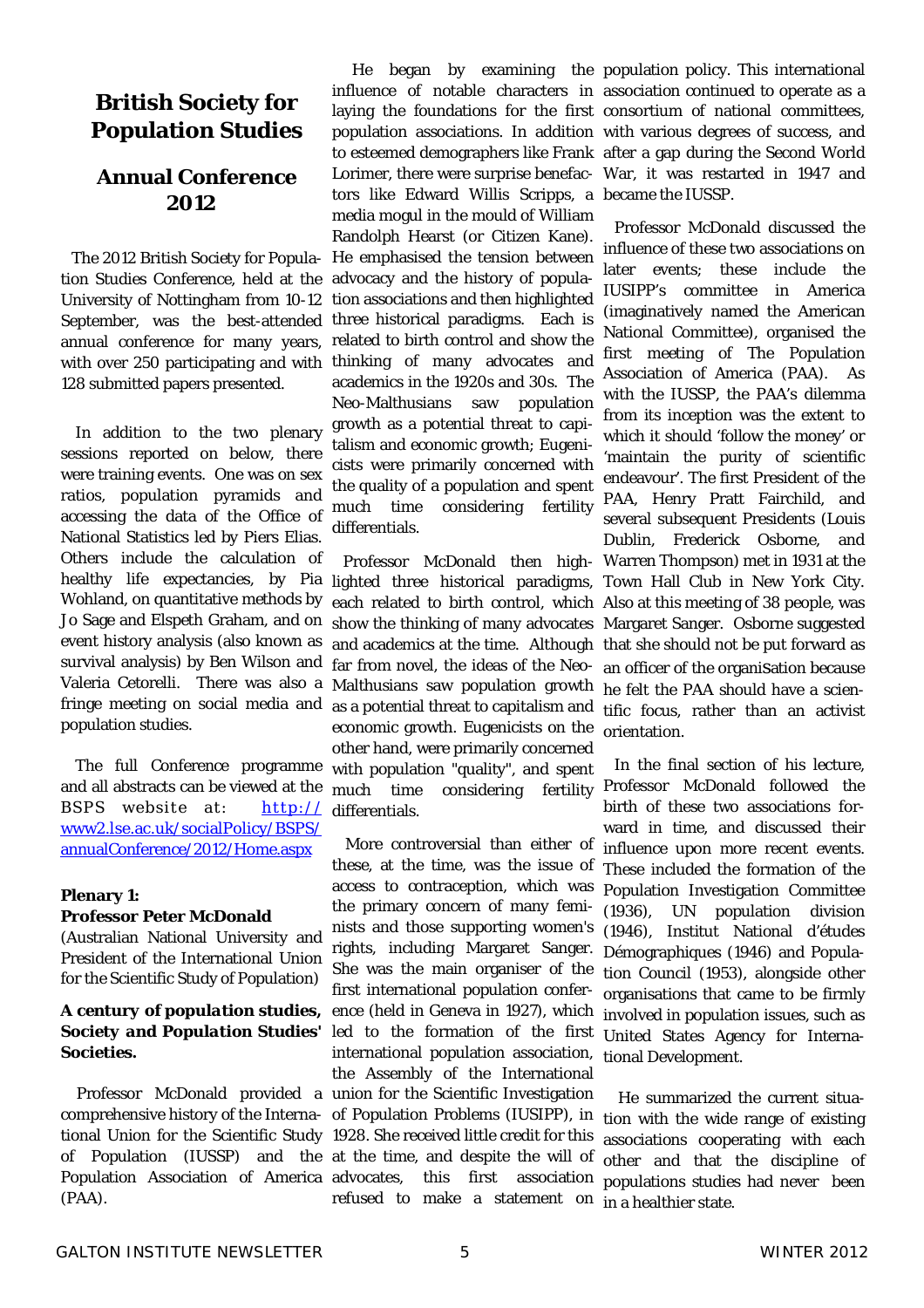# British Society for Population Studies

## Annual Conference 2012

The 2012 British Society for Population Studies Conference, held at the University of Nottingham from 10-12 September, was the best-attended annual conference for many years, with over 250 participating and with 128 submitted papers presented.

In addition to the two plenary sessions reported on below, there were training events. One was on sex ratios, population pyramids and accessing the data of the Office of National Statistics led by Piers Elias. Others include the calculation of healthy life expectancies, by Pia Wohland, on quantitative methods by Jo Sage and Elspeth Graham, and on event history analysis (also known as survival analysis) by Ben Wilson and Valeria Cetorelli. There was also a fringe meeting on social media and population studies.

The full Conference programme and all abstracts can be viewed at the BSPS website at: http://www2.lse.ac.uk/socialPolicy/BSPS/annualConference/2012/Home.aspx

**Plenary 1:**
**Professor Peter McDonald**
(Australian National University and President of the International Union for the Scientific Study of Population)

***A century of population studies, Society and Population Studies' Societies.***

Professor McDonald provided a comprehensive history of the International Union for the Scientific Study of Population (IUSSP) and the Population Association of America (PAA).

He began by examining the influence of notable characters in laying the foundations for the first population associations. In addition to esteemed demographers like Frank Lorimer, there were surprise benefactors like Edward Willis Scripps, a media mogul in the mould of William Randolph Hearst (or Citizen Kane). He emphasised the tension between advocacy and the history of population associations and then highlighted three historical paradigms. Each is related to birth control and show the thinking of many advocates and academics in the 1920s and 30s. The Neo-Malthusians saw population growth as a potential threat to capitalism and economic growth; Eugenicists were primarily concerned with the quality of a population and spent much time considering fertility differentials.

Professor McDonald then highlighted three historical paradigms, each related to birth control, which show the thinking of many advocates and academics at the time. Although far from novel, the ideas of the Neo-Malthusians saw population growth as a potential threat to capitalism and economic growth. Eugenicists on the other hand, were primarily concerned with population "quality", and spent much time considering fertility differentials.

More controversial than either of these, at the time, was the issue of access to contraception, which was the primary concern of many feminists and those supporting women's rights, including Margaret Sanger. She was the main organiser of the first international population conference (held in Geneva in 1927), which led to the formation of the first international population association, the Assembly of the International union for the Scientific Investigation of Population Problems (IUSIPP), in 1928. She received little credit for this at the time, and despite the will of advocates, this first association refused to make a statement on population policy. This international association continued to operate as a consortium of national committees, with various degrees of success, and after a gap during the Second World War, it was restarted in 1947 and became the IUSSP.

Professor McDonald discussed the influence of these two associations on later events; these include the IUSIPP's committee in America (imaginatively named the American National Committee), organised the first meeting of The Population Association of America (PAA). As with the IUSSP, the PAA's dilemma from its inception was the extent to which it should 'follow the money' or 'maintain the purity of scientific endeavour'. The first President of the PAA, Henry Pratt Fairchild, and several subsequent Presidents (Louis Dublin, Frederick Osborne, and Warren Thompson) met in 1931 at the Town Hall Club in New York City. Also at this meeting of 38 people, was Margaret Sanger. Osborne suggested that she should not be put forward as an officer of the organisation because he felt the PAA should have a scientific focus, rather than an activist orientation.

In the final section of his lecture, Professor McDonald followed the birth of these two associations forward in time, and discussed their influence upon more recent events. These included the formation of the Population Investigation Committee (1936), UN population division (1946), Institut National d'études Démographiques (1946) and Population Council (1953), alongside other organisations that came to be firmly involved in population issues, such as United States Agency for International Development.

He summarized the current situation with the wide range of existing associations cooperating with each other and that the discipline of populations studies had never been in a healthier state.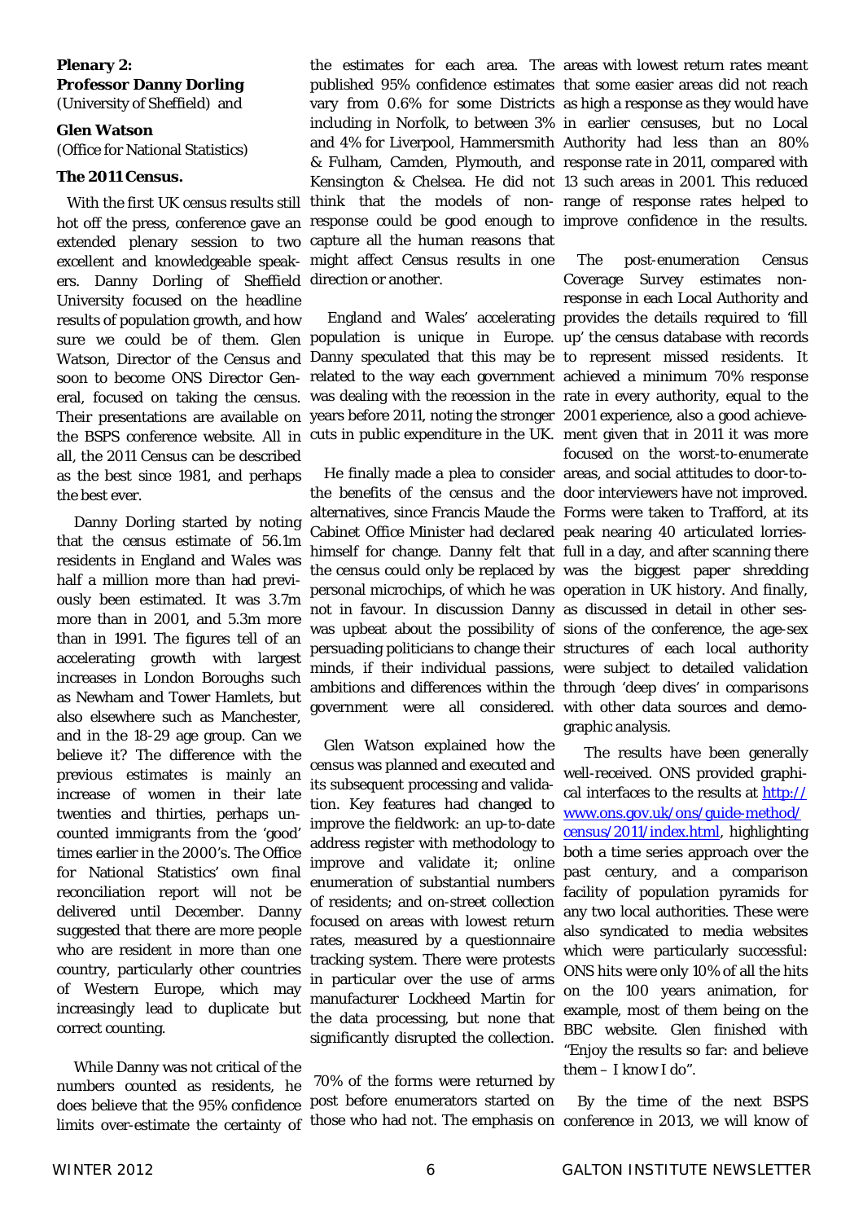**Plenary 2:**
**Professor Danny Dorling**
(University of Sheffield) and

**Glen Watson**
(Office for National Statistics)

**The 2011 Census.**

With the first UK census results still hot off the press, conference gave an extended plenary session to two excellent and knowledgeable speakers. Danny Dorling of Sheffield University focused on the headline results of population growth, and how sure we could be of them. Glen Watson, Director of the Census and soon to become ONS Director General, focused on taking the census. Their presentations are available on the BSPS conference website. All in all, the 2011 Census can be described as the best since 1981, and perhaps the best ever.

Danny Dorling started by noting that the census estimate of 56.1m residents in England and Wales was half a million more than had previously been estimated. It was 3.7m more than in 2001, and 5.3m more than in 1991. The figures tell of an accelerating growth with largest increases in London Boroughs such as Newham and Tower Hamlets, but also elsewhere such as Manchester, and in the 18-29 age group. Can we believe it? The difference with the previous estimates is mainly an increase of women in their late twenties and thirties, perhaps uncounted immigrants from the 'good' times earlier in the 2000's. The Office for National Statistics' own final reconciliation report will not be delivered until December. Danny suggested that there are more people who are resident in more than one country, particularly other countries of Western Europe, which may increasingly lead to duplicate but correct counting.

While Danny was not critical of the numbers counted as residents, he does believe that the 95% confidence limits over-estimate the certainty of the estimates for each area. The published 95% confidence estimates vary from 0.6% for some Districts including in Norfolk, to between 3% and 4% for Liverpool, Hammersmith & Fulham, Camden, Plymouth, and Kensington & Chelsea. He did not think that the models of non-response could be good enough to capture all the human reasons that might affect Census results in one direction or another.

England and Wales' accelerating population is unique in Europe. Danny speculated that this may be related to the way each government was dealing with the recession in the years before 2011, noting the stronger cuts in public expenditure in the UK.

He finally made a plea to consider the benefits of the census and the alternatives, since Francis Maude the Cabinet Office Minister had declared himself for change. Danny felt that the census could only be replaced by personal microchips, of which he was not in favour. In discussion Danny was upbeat about the possibility of persuading politicians to change their minds, if their individual passions, ambitions and differences within the government were all considered.

Glen Watson explained how the census was planned and executed and its subsequent processing and validation. Key features had changed to improve the fieldwork: an up-to-date address register with methodology to improve and validate it; online enumeration of substantial numbers of residents; and on-street collection focused on areas with lowest return rates, measured by a questionnaire tracking system. There were protests in particular over the use of arms manufacturer Lockheed Martin for the data processing, but none that significantly disrupted the collection.

70% of the forms were returned by post before enumerators started on those who had not. The emphasis on areas with lowest return rates meant that some easier areas did not reach as high a response as they would have in earlier censuses, but no Local Authority had less than an 80% response rate in 2011, compared with 13 such areas in 2001. This reduced range of response rates helped to improve confidence in the results.

The post-enumeration Census Coverage Survey estimates non-response in each Local Authority and provides the details required to 'fill up' the census database with records to represent missed residents. It achieved a minimum 70% response rate in every authority, equal to the 2001 experience, also a good achievement given that in 2011 it was more focused on the worst-to-enumerate areas, and social attitudes to door-to-door interviewers have not improved. Forms were taken to Trafford, at its peak nearing 40 articulated lorries-full in a day, and after scanning there was the biggest paper shredding operation in UK history. And finally, as discussed in detail in other sessions of the conference, the age-sex structures of each local authority were subject to detailed validation through 'deep dives' in comparisons with other data sources and demographic analysis.

The results have been generally well-received. ONS provided graphical interfaces to the results at [http://www.ons.gov.uk/ons/guide-method/census/2011/index.html](http://www.ons.gov.uk/ons/guide-method/census/2011/index.html), highlighting both a time series approach over the past century, and a comparison facility of population pyramids for any two local authorities. These were also syndicated to media websites which were particularly successful: ONS hits were only 10% of all the hits on the 100 years animation, for example, most of them being on the BBC website. Glen finished with "Enjoy the results so far: and believe them – I know I do".

By the time of the next BSPS conference in 2013, we will know of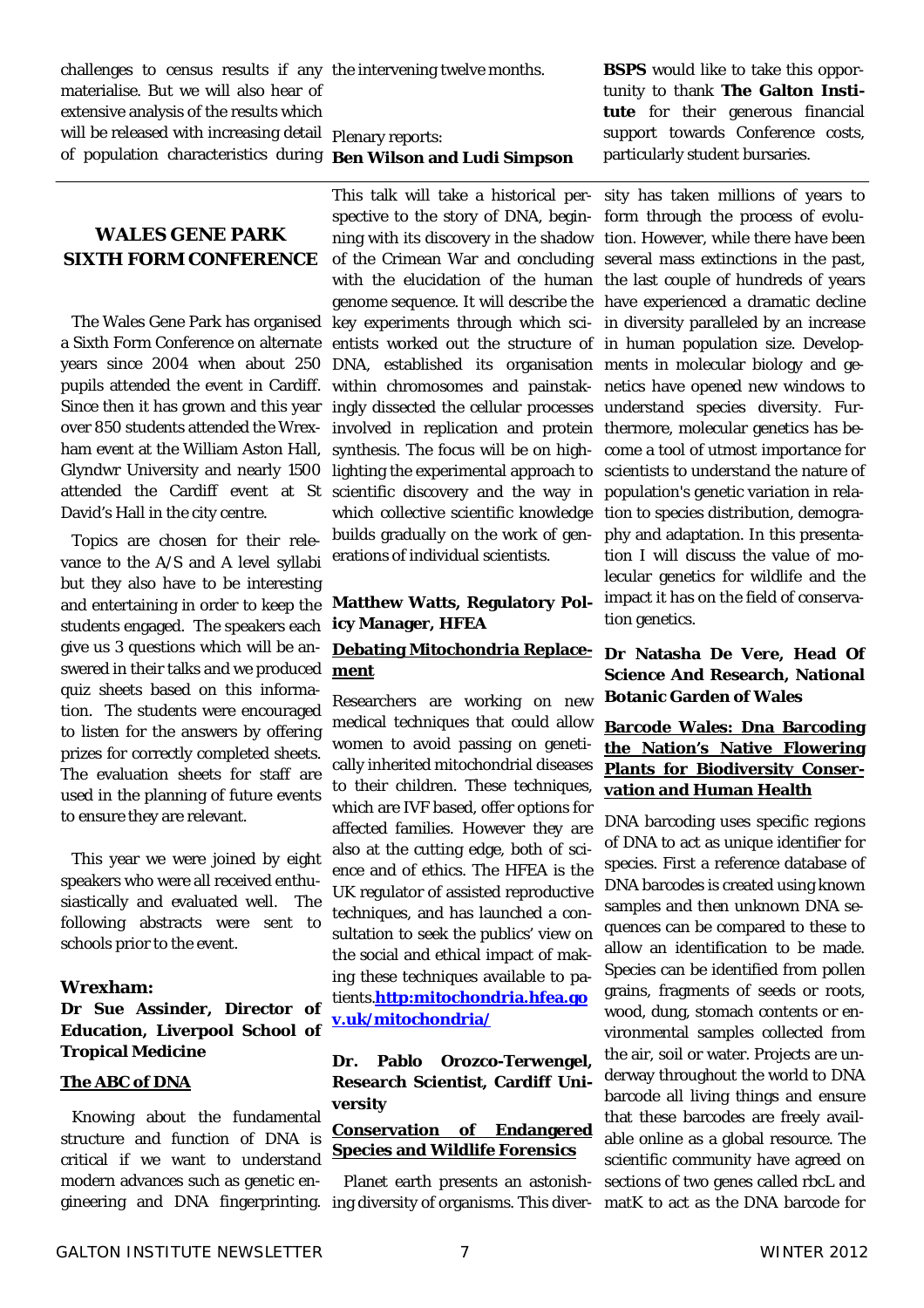challenges to census results if any materialise. But we will also hear of extensive analysis of the results which will be released with increasing detail of population characteristics during the intervening twelve months.

Plenary reports:
**Ben Wilson and Ludi Simpson**

**BSPS** would like to take this opportunity to thank **The Galton Institute** for their generous financial support towards Conference costs, particularly student bursaries.

---

## WALES GENE PARK SIXTH FORM CONFERENCE

The Wales Gene Park has organised a Sixth Form Conference on alternate years since 2004 when about 250 pupils attended the event in Cardiff. Since then it has grown and this year over 850 students attended the Wrexham event at the William Aston Hall, Glyndwr University and nearly 1500 attended the Cardiff event at St David's Hall in the city centre.

Topics are chosen for their relevance to the A/S and A level syllabi but they also have to be interesting and entertaining in order to keep the students engaged. The speakers each give us 3 questions which will be answered in their talks and we produced quiz sheets based on this information. The students were encouraged to listen for the answers by offering prizes for correctly completed sheets. The evaluation sheets for staff are used in the planning of future events to ensure they are relevant.

This year we were joined by eight speakers who were all received enthusiastically and evaluated well. The following abstracts were sent to schools prior to the event.

### Wrexham:

**Dr Sue Assinder, Director of Education, Liverpool School of Tropical Medicine**

**The ABC of DNA**

Knowing about the fundamental structure and function of DNA is critical if we want to understand modern advances such as genetic engineering and DNA fingerprinting. This talk will take a historical perspective to the story of DNA, beginning with its discovery in the shadow of the Crimean War and concluding with the elucidation of the human genome sequence. It will describe the key experiments through which scientists worked out the structure of DNA, established its organisation within chromosomes and painstakingly dissected the cellular processes involved in replication and protein synthesis. The focus will be on highlighting the experimental approach to scientific discovery and the way in which collective scientific knowledge builds gradually on the work of generations of individual scientists.

**Matthew Watts, Regulatory Policy Manager, HFEA**

**Debating Mitochondria Replacement**

Researchers are working on new medical techniques that could allow women to avoid passing on genetically inherited mitochondrial diseases to their children. These techniques, which are IVF based, offer options for affected families. However they are also at the cutting edge, both of science and of ethics. The HFEA is the UK regulator of assisted reproductive techniques, and has launched a consultation to seek the publics' view on the social and ethical impact of making these techniques available to patients.**http:mitochondria.hfea.gov.uk/mitochondria/**

**Dr. Pablo Orozco-Terwengel, Research Scientist, Cardiff University**

**Conservation of Endangered Species and Wildlife Forensics**

Planet earth presents an astonishing diversity of organisms. This diversity has taken millions of years to form through the process of evolution. However, while there have been several mass extinctions in the past, the last couple of hundreds of years have experienced a dramatic decline in diversity paralleled by an increase in human population size. Developments in molecular biology and genetics have opened new windows to understand species diversity. Furthermore, molecular genetics has become a tool of utmost importance for scientists to understand the nature of population's genetic variation in relation to species distribution, demography and adaptation. In this presentation I will discuss the value of molecular genetics for wildlife and the impact it has on the field of conservation genetics.

**Dr Natasha De Vere, Head Of Science And Research, National Botanic Garden of Wales**

**Barcode Wales: Dna Barcoding the Nation's Native Flowering Plants for Biodiversity Conservation and Human Health**

DNA barcoding uses specific regions of DNA to act as unique identifier for species. First a reference database of DNA barcodes is created using known samples and then unknown DNA sequences can be compared to these to allow an identification to be made. Species can be identified from pollen grains, fragments of seeds or roots, wood, dung, stomach contents or environmental samples collected from the air, soil or water. Projects are underway throughout the world to DNA barcode all living things and ensure that these barcodes are freely available online as a global resource. The scientific community have agreed on sections of two genes called rbcL and matK to act as the DNA barcode for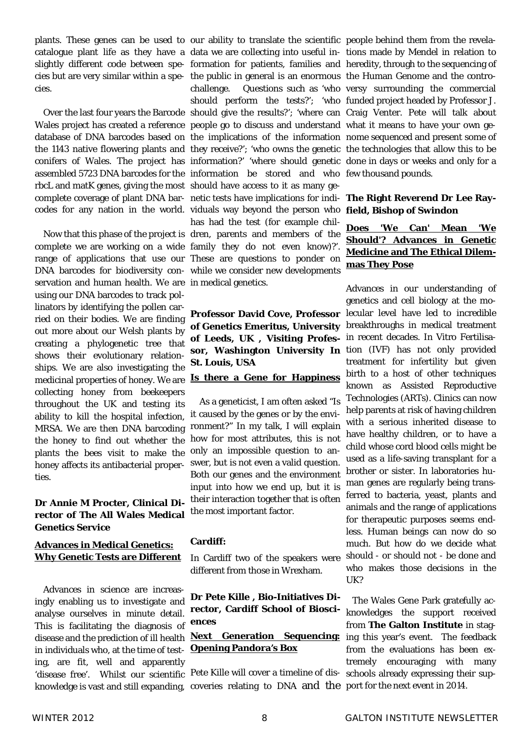plants. These genes can be used to catalogue plant life as they have a slightly different code between species but are very similar within a species.

Over the last four years the Barcode Wales project has created a reference database of DNA barcodes based on the 1143 native flowering plants and conifers of Wales. The project has assembled 5723 DNA barcodes for the rbcL and matK genes, giving the most complete coverage of plant DNA barcodes for any nation in the world.

Now that this phase of the project is complete we are working on a wide range of applications that use our DNA barcodes for biodiversity conservation and human health. We are using our DNA barcodes to track pollinators by identifying the pollen carried on their bodies. We are finding out more about our Welsh plants by creating a phylogenetic tree that shows their evolutionary relationships. We are also investigating the medicinal properties of honey. We are collecting honey from beekeepers throughout the UK and testing its ability to kill the hospital infection, MRSA. We are then DNA barcoding the honey to find out whether the plants the bees visit to make the honey affects its antibacterial properties.

**Dr Annie M Procter, Clinical Director of The All Wales Medical Genetics Service**

**Advances in Medical Genetics: Why Genetic Tests are Different**

Advances in science are increasingly enabling us to investigate and analyse ourselves in minute detail. This is facilitating the diagnosis of disease and the prediction of ill health in individuals who, at the time of testing, are fit, well and apparently 'disease free'. Whilst our scientific knowledge is vast and still expanding, our ability to translate the scientific data we are collecting into useful information for patients, families and the public in general is an enormous challenge. Questions such as 'who should perform the tests?'; 'who should give the results?'; 'where can people go to discuss and understand the implications of the information they receive?'; 'who owns the genetic information?' 'where should genetic information be stored and who should have access to it as many genetic tests have implications for individuals way beyond the person who has had the test (for example children, parents and members of the family they do not even know)?'. These are questions to ponder on while we consider new developments in medical genetics.

**Professor David Cove, Professor of Genetics Emeritus, University of Leeds, UK , Visiting Professor, Washington University In St. Louis, USA**

**Is there a Gene for Happiness**

As a geneticist, I am often asked "Is it caused by the genes or by the environment?" In my talk, I will explain how for most attributes, this is not only an impossible question to answer, but is not even a valid question. Both our genes and the environment input into how we end up, but it is their interaction together that is often the most important factor.

**Cardiff:**

In Cardiff two of the speakers were different from those in Wrexham.

**Dr Pete Kille , Bio-Initiatives Director, Cardiff School of Biosciences**

**Next Generation Sequencing: Opening Pandora's Box**

Pete Kille will cover a timeline of discoveries relating to DNA and the people behind them from the revelations made by Mendel in relation to heredity, through to the sequencing of the Human Genome and the controversy surrounding the commercial funded project headed by Professor J. Craig Venter. Pete will talk about what it means to have your own genome sequenced and present some of the technologies that allow this to be done in days or weeks and only for a few thousand pounds.

**The Right Reverend Dr Lee Rayfield, Bishop of Swindon**

**Does 'We Can' Mean 'We Should'? Advances in Genetic Medicine and The Ethical Dilemmas They Pose**

Advances in our understanding of genetics and cell biology at the molecular level have led to incredible breakthroughs in medical treatment in recent decades. In Vitro Fertilisation (IVF) has not only provided treatment for infertility but given birth to a host of other techniques known as Assisted Reproductive Technologies (ARTs). Clinics can now help parents at risk of having children with a serious inherited disease to have healthy children, or to have a child whose cord blood cells might be used as a life-saving transplant for a brother or sister. In laboratories human genes are regularly being transferred to bacteria, yeast, plants and animals and the range of applications for therapeutic purposes seems endless. Human beings can now do so much. But how do we decide what should - or should not - be done and who makes those decisions in the UK?

The Wales Gene Park gratefully acknowledges the support received from **The Galton Institute** in staging this year's event. The feedback from the evaluations has been extremely encouraging with many schools already expressing their support for the next event in 2014.